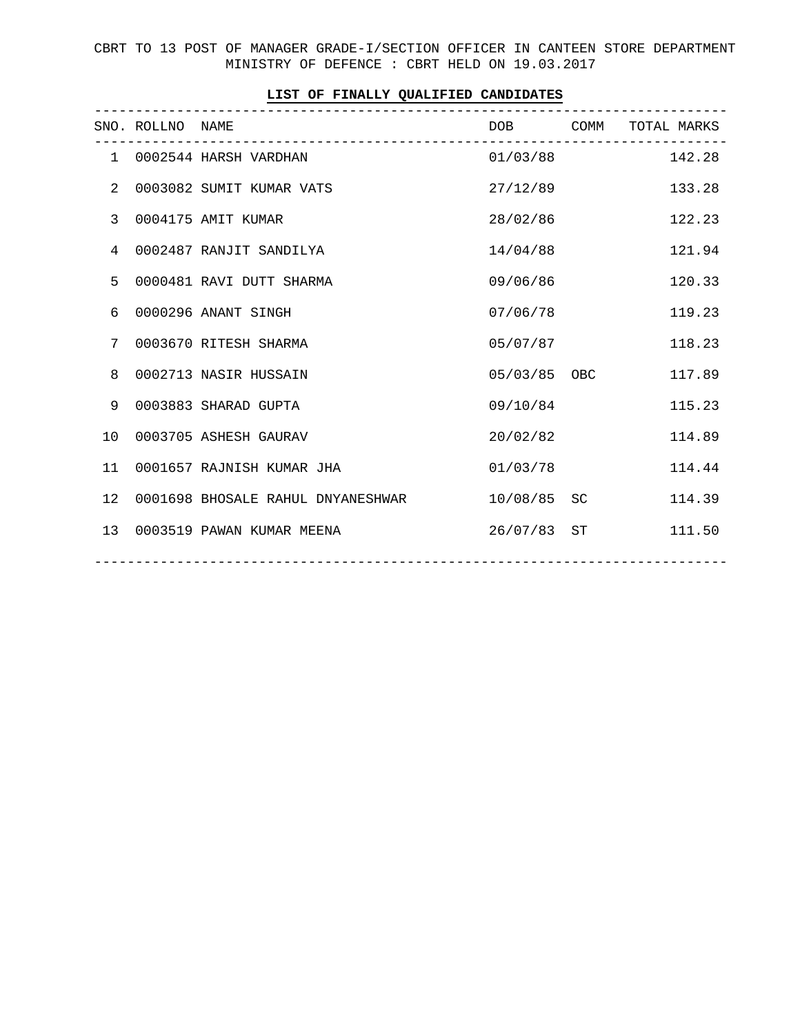CBRT TO 13 POST OF MANAGER GRADE-I/SECTION OFFICER IN CANTEEN STORE DEPARTMENT
MINISTRY OF DEFENCE : CBRT HELD ON 19.03.2017

**LIST OF FINALLY QUALIFIED CANDIDATES**

| SNO. | ROLLNO | NAME | DOB | COMM | TOTAL MARKS |
|---|---|---|---|---|---|
| 1 | 0002544 | HARSH VARDHAN | 01/03/88 | | 142.28 |
| 2 | 0003082 | SUMIT KUMAR VATS | 27/12/89 | | 133.28 |
| 3 | 0004175 | AMIT KUMAR | 28/02/86 | | 122.23 |
| 4 | 0002487 | RANJIT SANDILYA | 14/04/88 | | 121.94 |
| 5 | 0000481 | RAVI DUTT SHARMA | 09/06/86 | | 120.33 |
| 6 | 0000296 | ANANT SINGH | 07/06/78 | | 119.23 |
| 7 | 0003670 | RITESH SHARMA | 05/07/87 | | 118.23 |
| 8 | 0002713 | NASIR HUSSAIN | 05/03/85 | OBC | 117.89 |
| 9 | 0003883 | SHARAD GUPTA | 09/10/84 | | 115.23 |
| 10 | 0003705 | ASHESH GAURAV | 20/02/82 | | 114.89 |
| 11 | 0001657 | RAJNISH KUMAR JHA | 01/03/78 | | 114.44 |
| 12 | 0001698 | BHOSALE RAHUL DNYANESHWAR | 10/08/85 | SC | 114.39 |
| 13 | 0003519 | PAWAN KUMAR MEENA | 26/07/83 | ST | 111.50 |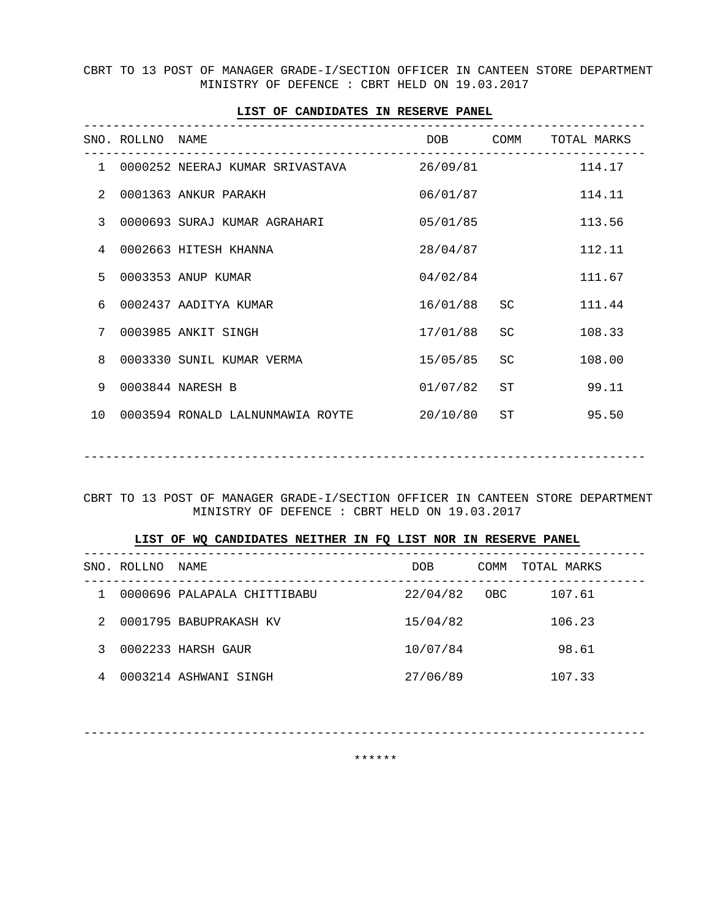CBRT TO 13 POST OF MANAGER GRADE-I/SECTION OFFICER IN CANTEEN STORE DEPARTMENT
MINISTRY OF DEFENCE : CBRT HELD ON 19.03.2017

**LIST OF CANDIDATES IN RESERVE PANEL**

| SNO. | ROLLNO | NAME | DOB | COMM | TOTAL MARKS |
|---|---|---|---|---|---|
| 1 | 0000252 | NEERAJ KUMAR SRIVASTAVA | 26/09/81 | | 114.17 |
| 2 | 0001363 | ANKUR PARAKH | 06/01/87 | | 114.11 |
| 3 | 0000693 | SURAJ KUMAR AGRAHARI | 05/01/85 | | 113.56 |
| 4 | 0002663 | HITESH KHANNA | 28/04/87 | | 112.11 |
| 5 | 0003353 | ANUP KUMAR | 04/02/84 | | 111.67 |
| 6 | 0002437 | AADITYA KUMAR | 16/01/88 | SC | 111.44 |
| 7 | 0003985 | ANKIT SINGH | 17/01/88 | SC | 108.33 |
| 8 | 0003330 | SUNIL KUMAR VERMA | 15/05/85 | SC | 108.00 |
| 9 | 0003844 | NARESH B | 01/07/82 | ST | 99.11 |
| 10 | 0003594 | RONALD LALNUNMAWIA ROYTE | 20/10/80 | ST | 95.50 |

CBRT TO 13 POST OF MANAGER GRADE-I/SECTION OFFICER IN CANTEEN STORE DEPARTMENT
MINISTRY OF DEFENCE : CBRT HELD ON 19.03.2017

**LIST OF WQ CANDIDATES NEITHER IN FQ LIST NOR IN RESERVE PANEL**

| SNO. | ROLLNO | NAME | DOB | COMM | TOTAL MARKS |
|---|---|---|---|---|---|
| 1 | 0000696 | PALAPALA CHITTIBABU | 22/04/82 | OBC | 107.61 |
| 2 | 0001795 | BABUPRAKASH KV | 15/04/82 | | 106.23 |
| 3 | 0002233 | HARSH GAUR | 10/07/84 | | 98.61 |
| 4 | 0003214 | ASHWANI SINGH | 27/06/89 | | 107.33 |

******